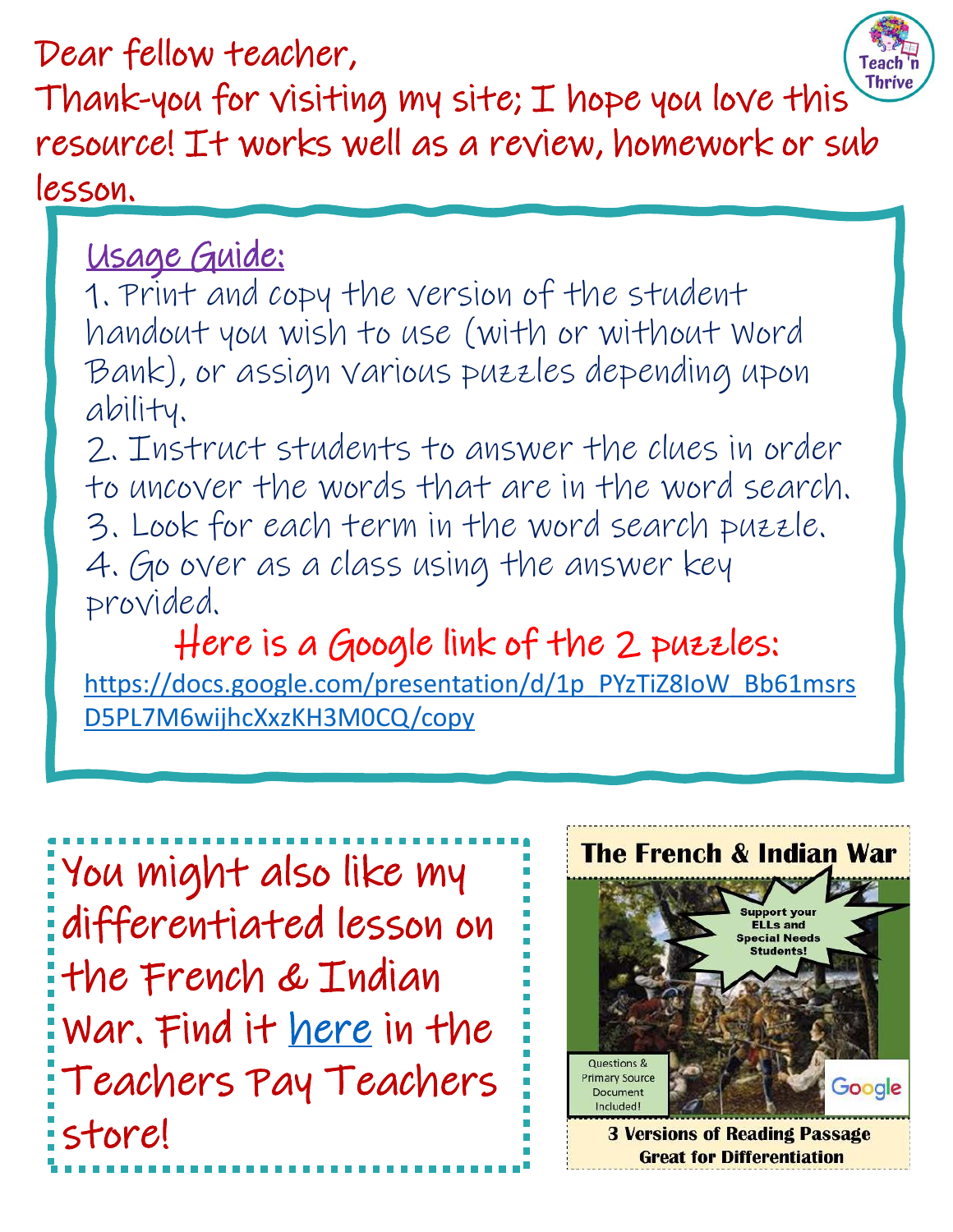Dear fellow teacher,

Thank-you for visiting my site; I hope you love this resource! It works well as a review, homework or sub lesson.

## Usage Guide:

1. Print and copy the version of the student handout you wish to use (with or without Word Bank), or assign various puzzles depending upon ability.
2. Instruct students to answer the clues in order to uncover the words that are in the word search.
3. Look for each term in the word search puzzle.
4. Go over as a class using the answer key provided.

Here is a Google link of the 2 puzzles:

https://docs.google.com/presentation/d/1p_PYzTiZ8IoW_Bb61msrsD5PL7M6wijhcXxzKH3M0CQ/copy

You might also like my differentiated lesson on the French & Indian War. Find it here in the Teachers Pay Teachers store!

**The French & Indian War**

Support your ELLs and Special Needs Students!

Questions & Primary Source Document Included!

Google

**3 Versions of Reading Passage**
**Great for Differentiation**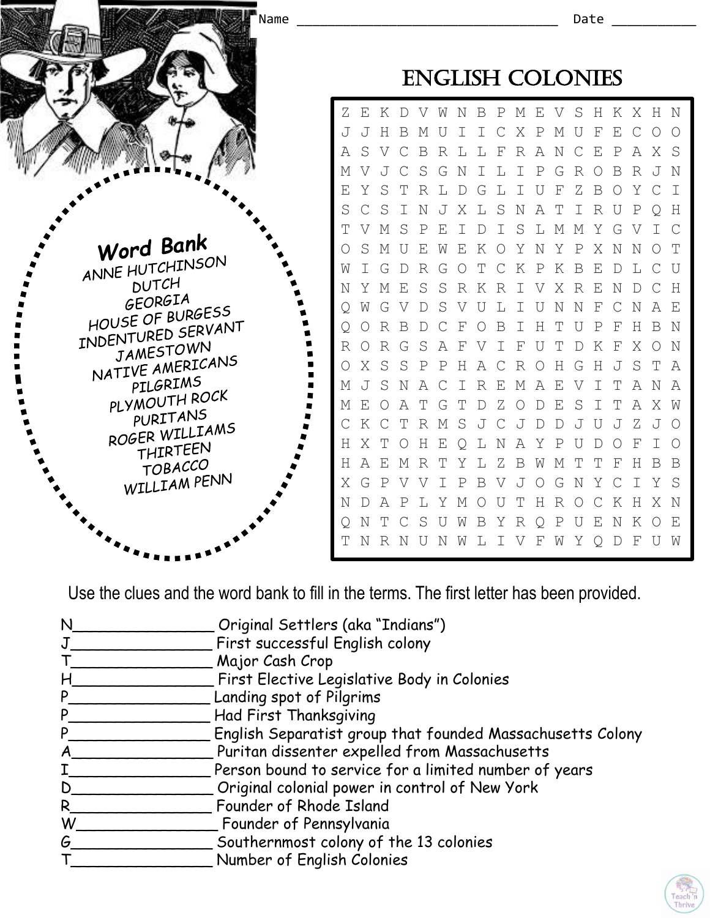Name ______________________________ Date __________

# English Colonies

| | | | | | | | | | | | | | | | | | |
|---|---|---|---|---|---|---|---|---|---|---|---|---|---|---|---|---|---|
| Z | E | K | D | V | W | N | B | P | M | E | V | S | H | K | X | H | N |
| J | J | H | B | M | U | I | I | C | X | P | M | U | F | E | C | O | O |
| A | S | V | C | B | R | L | L | F | R | A | N | C | E | P | A | X | S |
| M | V | J | C | S | G | N | I | L | I | P | G | R | O | B | R | J | N |
| E | Y | S | T | R | L | D | G | L | I | U | F | Z | B | O | Y | C | I |
| S | C | S | I | N | J | X | L | S | N | A | T | I | R | U | P | Q | H |
| T | V | M | S | P | E | I | D | I | S | L | M | M | Y | G | V | I | C |
| O | S | M | U | E | W | E | K | O | Y | N | Y | P | X | N | N | O | T |
| W | I | G | D | R | G | O | T | C | K | P | K | B | E | D | L | C | U |
| N | Y | M | E | S | S | R | K | R | I | V | X | R | E | N | D | C | H |
| Q | W | G | V | D | S | V | U | L | I | U | N | N | F | C | N | A | E |
| Q | O | R | B | D | C | F | O | B | I | H | T | U | P | F | H | B | N |
| R | O | R | G | S | A | F | V | I | F | U | T | D | K | F | X | O | N |
| O | X | S | S | P | P | H | A | C | R | O | H | G | H | J | S | T | A |
| M | J | S | N | A | C | I | R | E | M | A | E | V | I | T | A | N | A |
| M | E | O | A | T | G | T | D | Z | O | D | E | S | I | T | A | X | W |
| C | K | C | T | R | M | S | J | C | J | D | D | J | U | J | Z | J | O |
| H | X | T | O | H | E | Q | L | N | A | Y | P | U | D | O | F | I | O |
| H | A | E | M | R | T | Y | L | Z | B | W | M | T | T | F | H | B | B |
| X | G | P | V | V | I | P | B | V | J | O | G | N | Y | C | I | Y | S |
| N | D | A | P | L | Y | M | O | U | T | H | R | O | C | K | H | X | N |
| Q | N | T | C | S | U | W | B | Y | R | Q | P | U | E | N | K | O | E |
| T | N | R | N | U | N | W | L | I | V | F | W | Y | Q | D | F | U | W |

**Word Bank**

ANNE HUTCHINSON
DUTCH
GEORGIA
HOUSE OF BURGESS
INDENTURED SERVANT
JAMESTOWN
NATIVE AMERICANS
PILGRIMS
PLYMOUTH ROCK
PURITANS
ROGER WILLIAMS
THIRTEEN
TOBACCO
WILLIAM PENN

Use the clues and the word bank to fill in the terms. The first letter has been provided.

N_______________ Original Settlers (aka "Indians")
J_______________ First successful English colony
T_______________ Major Cash Crop
H_______________ First Elective Legislative Body in Colonies
P_______________ Landing spot of Pilgrims
P_______________ Had First Thanksgiving
P_______________ English Separatist group that founded Massachusetts Colony
A_______________ Puritan dissenter expelled from Massachusetts
I_______________ Person bound to service for a limited number of years
D_______________ Original colonial power in control of New York
R_______________ Founder of Rhode Island
W_______________ Founder of Pennsylvania
G_______________ Southernmost colony of the 13 colonies
T_______________ Number of English Colonies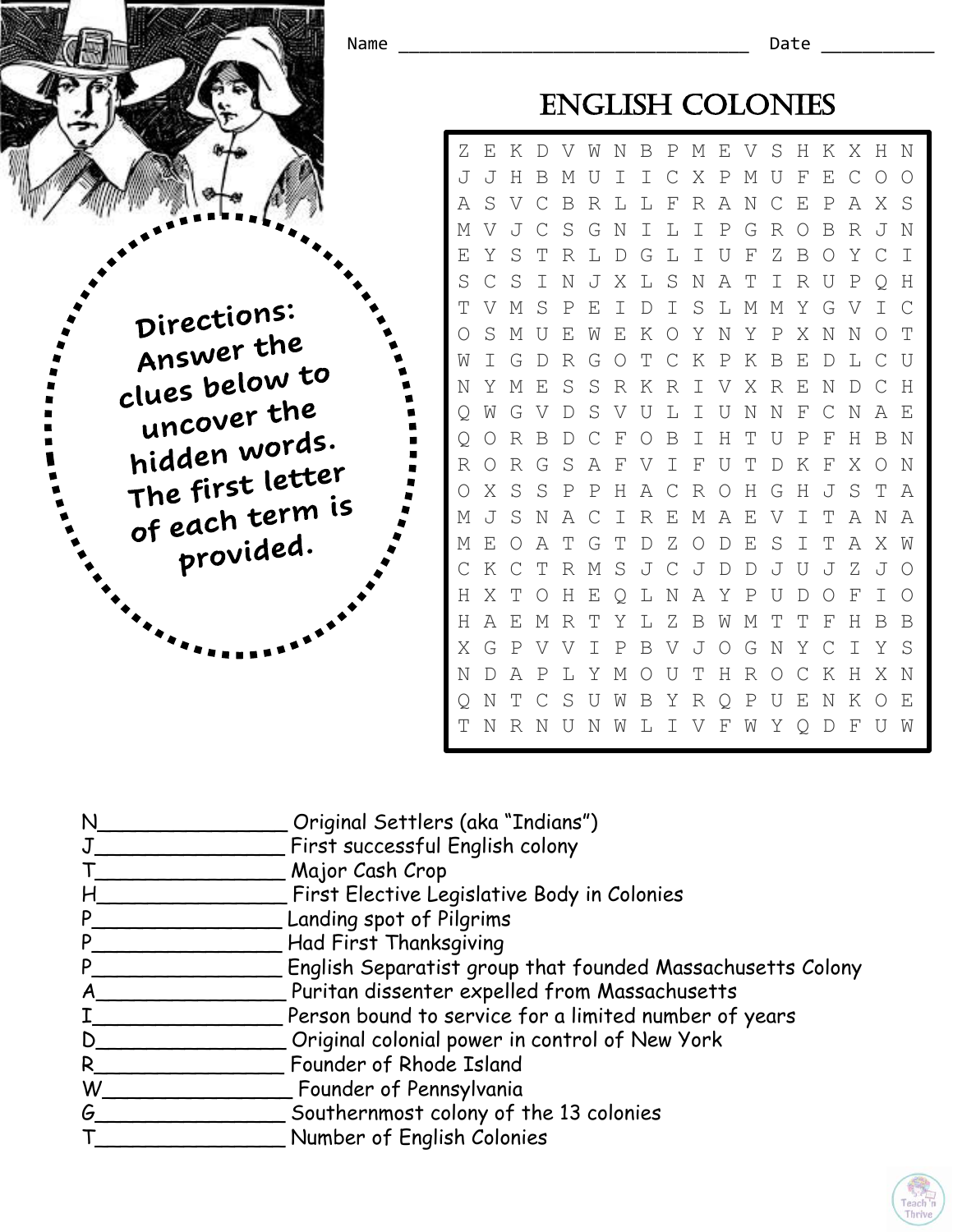Name ______________________________ Date __________

# ENGLISH COLONIES

```
Z E K D V W N B P M E V S H K X H N
J J H B M U I I C X P M U F E C O O
A S V C B R L L F R A N C E P A X S
M V J C S G N I L I P G R O B R J N
E Y S T R L D G L I U F Z B O Y C I
S C S I N J X L S N A T I R U P Q H
T V M S P E I D I S L M M Y G V I C
O S M U E W E K O Y N Y P X N N O T
W I G D R G O T C K P K B E D L C U
N Y M E S S R K R I V X R E N D C H
Q W G V D S V U L I U N N F C N A E
Q O R B D C F O B I H T U P F H B N
R O R G S A F V I F U T D K F X O N
O X S S P P H A C R O H G H J S T A
M J S N A C I R E M A E V I T A N A
M E O A T G T D Z O D E S I T A X W
C K C T R M S J C J D D J U J Z J O
H X T O H E Q L N A Y P U D O F I O
H A E M R T Y L Z B W M T T F H B B
X G P V V I P B V J O G N Y C I Y S
N D A P L Y M O U T H R O C K H X N
Q N T C S U W B Y R Q P U E N K O E
T N R N U N W L I V F W Y Q D F U W
```

**Directions: Answer the clues below to uncover the hidden words. The first letter of each term is provided.**

N________________ Original Settlers (aka "Indians")
J________________ First successful English colony
T________________ Major Cash Crop
H________________ First Elective Legislative Body in Colonies
P________________ Landing spot of Pilgrims
P________________ Had First Thanksgiving
P________________ English Separatist group that founded Massachusetts Colony
A________________ Puritan dissenter expelled from Massachusetts
I________________ Person bound to service for a limited number of years
D________________ Original colonial power in control of New York
R________________ Founder of Rhode Island
W________________ Founder of Pennsylvania
G________________ Southernmost colony of the 13 colonies
T________________ Number of English Colonies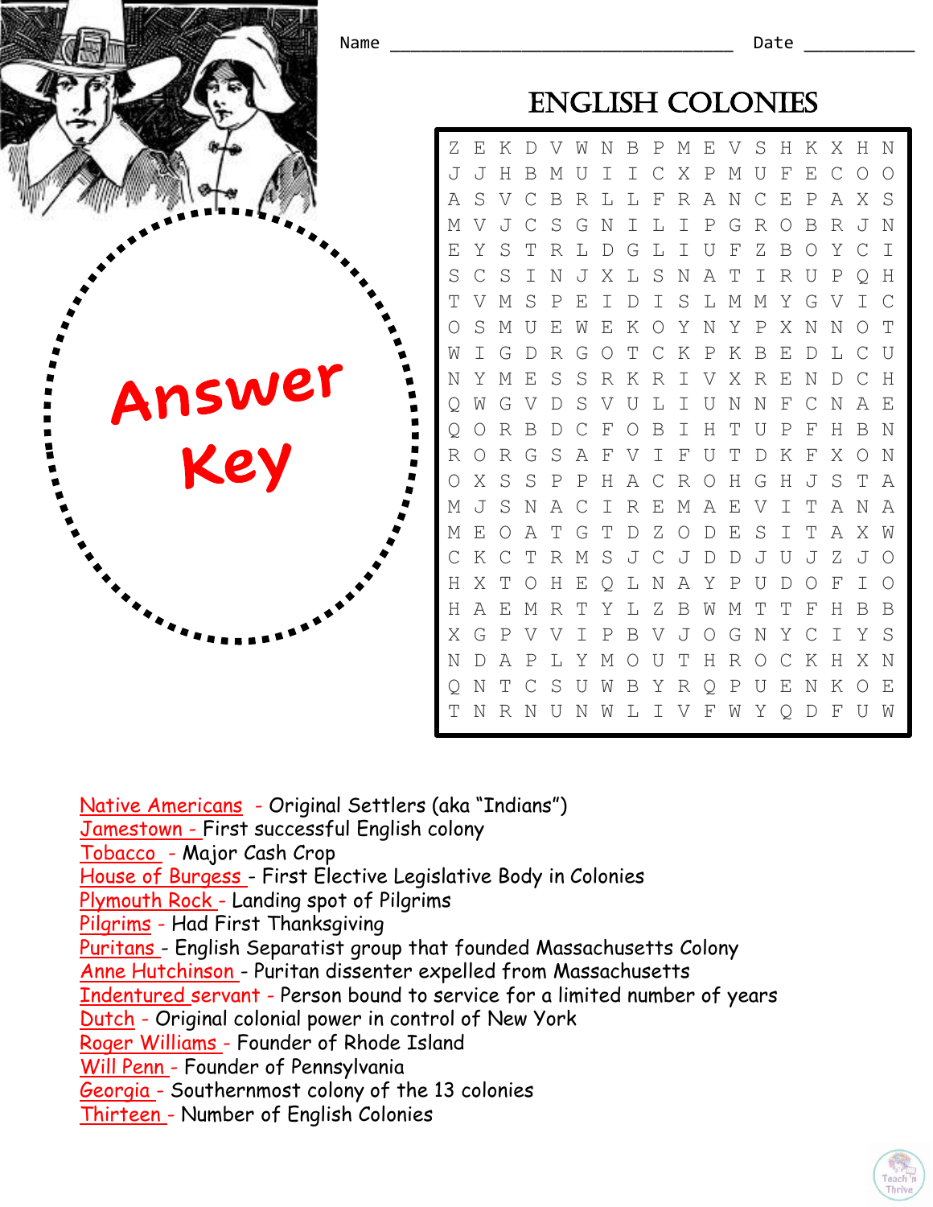Name ________________________________ Date __________

# ENGLISH COLONIES

Answer Key

```
Z E K D V W N B P M E V S H K X H N
J J H B M U I I C X P M U F E C O O
A S V C B R L L F R A N C E P A X S
M V J C S G N I L I P G R O B R J N
E Y S T R L D G L I U F Z B O Y C I
S C S I N J X L S N A T I R U P Q H
T V M S P E I D I S L M M Y G V I C
O S M U E W E K O Y N Y P X N N O T
W I G D R G O T C K P K B E D L C U
N Y M E S S R K R I V X R E N D C H
Q W G V D S V U L I U N N F C N A E
Q O R B D C F O B I H T U P F H B N
R O R G S A F V I F U T D K F X O N
O X S S P P H A C R O H G H J S T A
M J S N A C I R E M A E V I T A N A
M E O A T G T D Z O D E S I T A X W
C K C T R M S J C J D D J U J Z J O
H X T O H E Q L N A Y P U D O F I O
H A E M R T Y L Z B W M T T F H B B
X G P V V I P B V J O G N Y C I Y S
N D A P L Y M O U T H R O C K H X N
Q N T C S U W B Y R Q P U E N K O E
T N R N U N W L I V F W Y Q D F U W
```

Native Americans - Original Settlers (aka "Indians")
Jamestown - First successful English colony
Tobacco - Major Cash Crop
House of Burgess - First Elective Legislative Body in Colonies
Plymouth Rock - Landing spot of Pilgrims
Pilgrims - Had First Thanksgiving
Puritans - English Separatist group that founded Massachusetts Colony
Anne Hutchinson - Puritan dissenter expelled from Massachusetts
Indentured servant - Person bound to service for a limited number of years
Dutch - Original colonial power in control of New York
Roger Williams - Founder of Rhode Island
Will Penn - Founder of Pennsylvania
Georgia - Southernmost colony of the 13 colonies
Thirteen - Number of English Colonies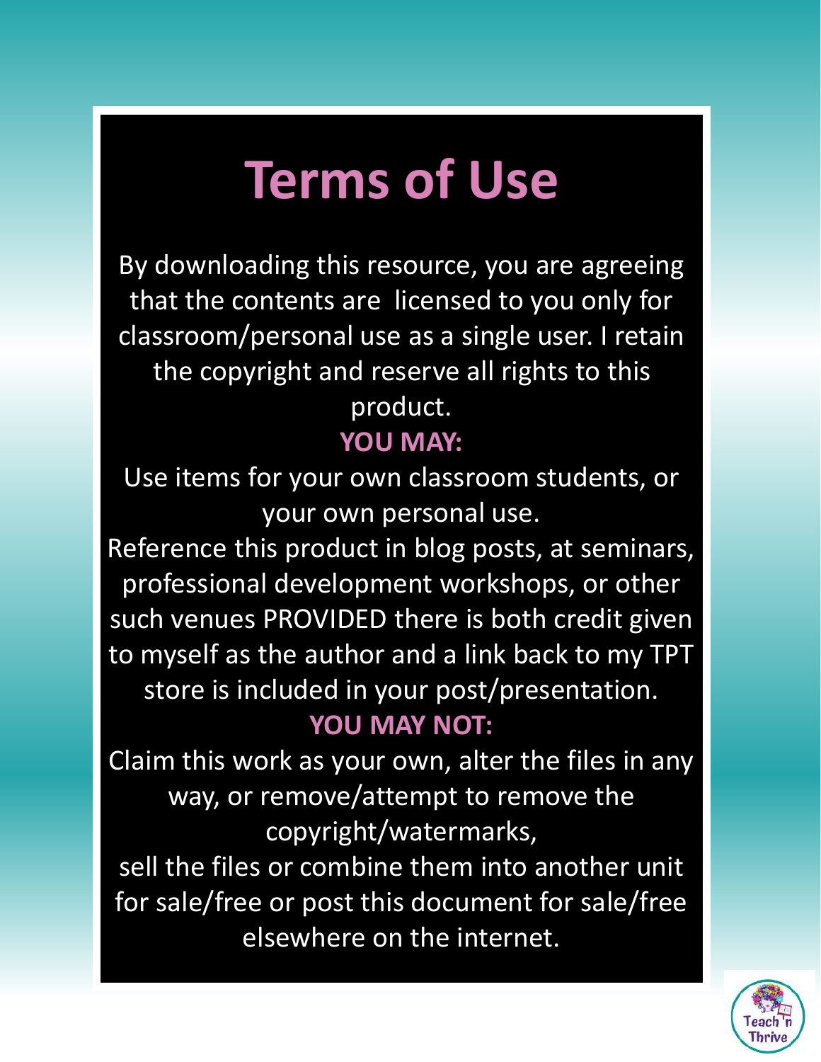# Terms of Use

By downloading this resource, you are agreeing that the contents are licensed to you only for classroom/personal use as a single user. I retain the copyright and reserve all rights to this product.

**YOU MAY:**

Use items for your own classroom students, or your own personal use.

Reference this product in blog posts, at seminars, professional development workshops, or other such venues PROVIDED there is both credit given to myself as the author and a link back to my TPT store is included in your post/presentation.

**YOU MAY NOT:**

Claim this work as your own, alter the files in any way, or remove/attempt to remove the copyright/watermarks,

sell the files or combine them into another unit for sale/free or post this document for sale/free elsewhere on the internet.

Teach 'n Thrive